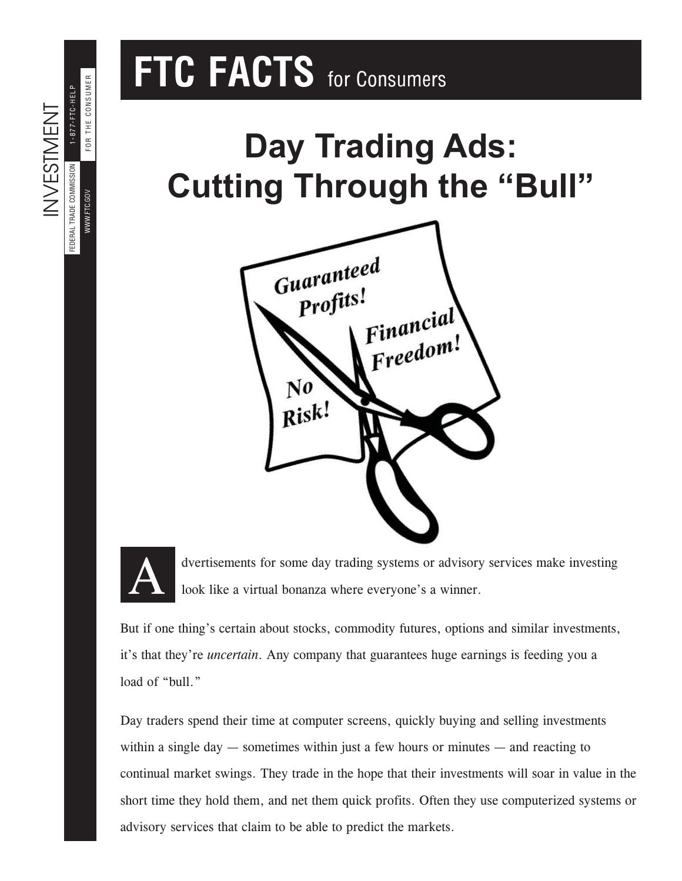# FTC FACTS for Consumers

INVESTMENT

FEDERAL TRADE COMMISSION | 1-877-FTC-HELP | FOR THE CONSUMER | WWW.FTC.GOV

## Day Trading Ads: Cutting Through the "Bull"

Advertisements for some day trading systems or advisory services make investing look like a virtual bonanza where everyone's a winner.

But if one thing's certain about stocks, commodity futures, options and similar investments, it's that they're *uncertain*. Any company that guarantees huge earnings is feeding you a load of "bull."

Day traders spend their time at computer screens, quickly buying and selling investments within a single day — sometimes within just a few hours or minutes — and reacting to continual market swings. They trade in the hope that their investments will soar in value in the short time they hold them, and net them quick profits. Often they use computerized systems or advisory services that claim to be able to predict the markets.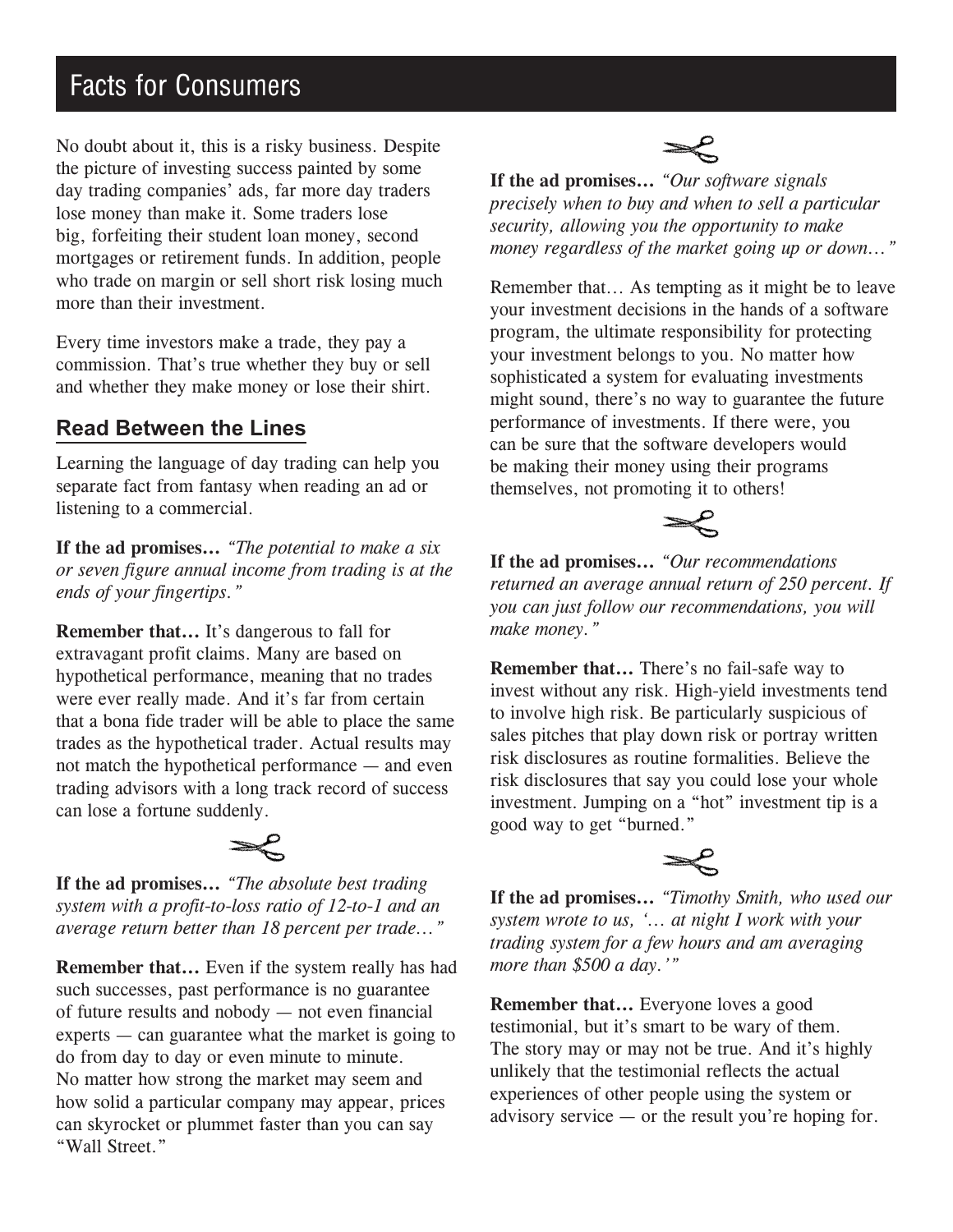# Facts for Consumers

No doubt about it, this is a risky business. Despite the picture of investing success painted by some day trading companies' ads, far more day traders lose money than make it. Some traders lose big, forfeiting their student loan money, second mortgages or retirement funds. In addition, people who trade on margin or sell short risk losing much more than their investment.

Every time investors make a trade, they pay a commission. That's true whether they buy or sell and whether they make money or lose their shirt.

## Read Between the Lines

Learning the language of day trading can help you separate fact from fantasy when reading an ad or listening to a commercial.

**If the ad promises…** *"The potential to make a six or seven figure annual income from trading is at the ends of your fingertips."*

**Remember that…** It's dangerous to fall for extravagant profit claims. Many are based on hypothetical performance, meaning that no trades were ever really made. And it's far from certain that a bona fide trader will be able to place the same trades as the hypothetical trader. Actual results may not match the hypothetical performance — and even trading advisors with a long track record of success can lose a fortune suddenly.

**If the ad promises…** *"The absolute best trading system with a profit-to-loss ratio of 12-to-1 and an average return better than 18 percent per trade…"*

**Remember that…** Even if the system really has had such successes, past performance is no guarantee of future results and nobody — not even financial experts — can guarantee what the market is going to do from day to day or even minute to minute. No matter how strong the market may seem and how solid a particular company may appear, prices can skyrocket or plummet faster than you can say "Wall Street."

**If the ad promises…** *"Our software signals precisely when to buy and when to sell a particular security, allowing you the opportunity to make money regardless of the market going up or down…"*

Remember that… As tempting as it might be to leave your investment decisions in the hands of a software program, the ultimate responsibility for protecting your investment belongs to you. No matter how sophisticated a system for evaluating investments might sound, there's no way to guarantee the future performance of investments. If there were, you can be sure that the software developers would be making their money using their programs themselves, not promoting it to others!

**If the ad promises…** *"Our recommendations returned an average annual return of 250 percent. If you can just follow our recommendations, you will make money."*

**Remember that…** There's no fail-safe way to invest without any risk. High-yield investments tend to involve high risk. Be particularly suspicious of sales pitches that play down risk or portray written risk disclosures as routine formalities. Believe the risk disclosures that say you could lose your whole investment. Jumping on a "hot" investment tip is a good way to get "burned."

**If the ad promises…** *"Timothy Smith, who used our system wrote to us, '… at night I work with your trading system for a few hours and am averaging more than $500 a day.'"*

**Remember that…** Everyone loves a good testimonial, but it's smart to be wary of them. The story may or may not be true. And it's highly unlikely that the testimonial reflects the actual experiences of other people using the system or advisory service — or the result you're hoping for.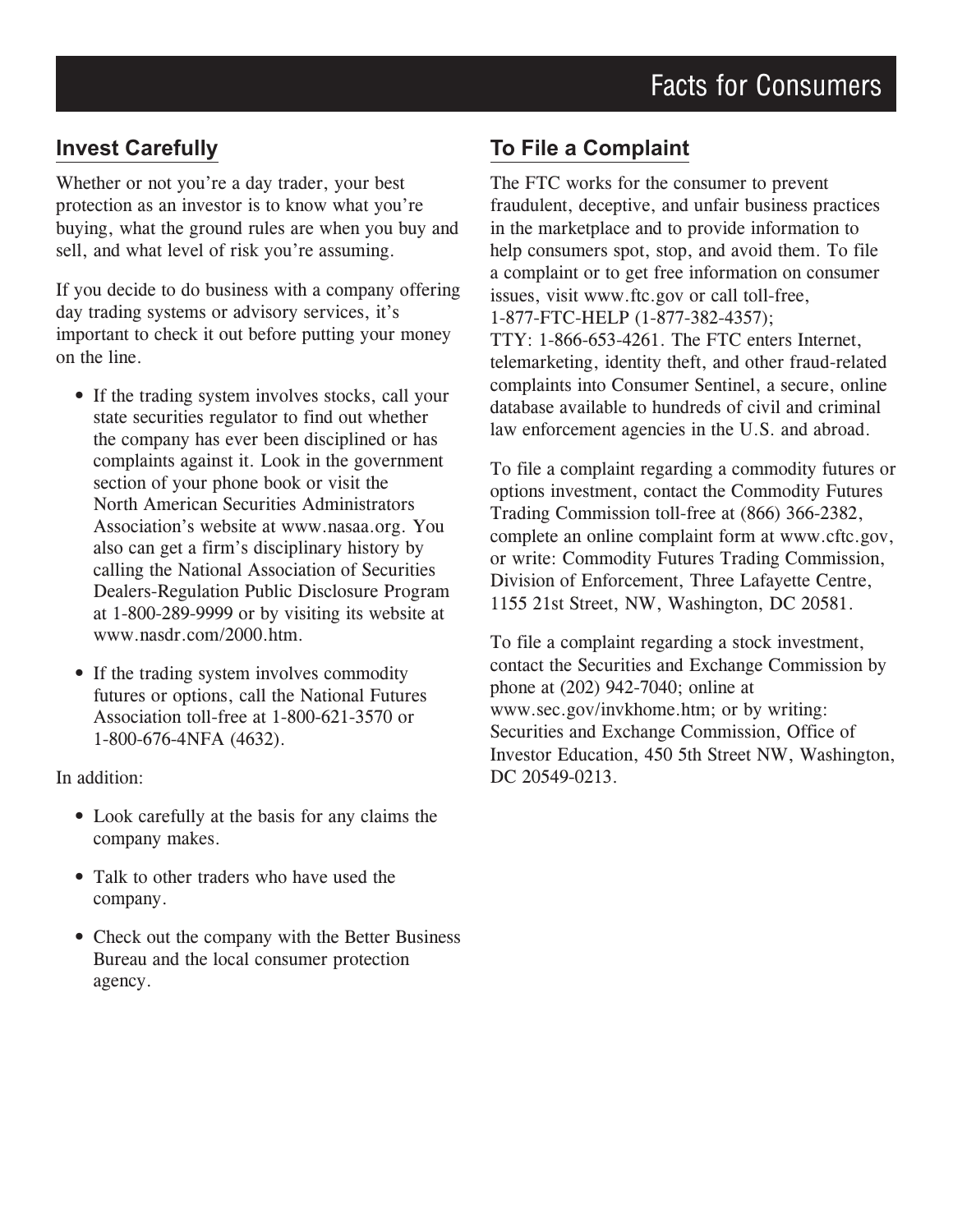## Invest Carefully

Whether or not you're a day trader, your best protection as an investor is to know what you're buying, what the ground rules are when you buy and sell, and what level of risk you're assuming.

If you decide to do business with a company offering day trading systems or advisory services, it's important to check it out before putting your money on the line.

- If the trading system involves stocks, call your state securities regulator to find out whether the company has ever been disciplined or has complaints against it. Look in the government section of your phone book or visit the North American Securities Administrators Association's website at www.nasaa.org. You also can get a firm's disciplinary history by calling the National Association of Securities Dealers-Regulation Public Disclosure Program at 1-800-289-9999 or by visiting its website at www.nasdr.com/2000.htm.
- If the trading system involves commodity futures or options, call the National Futures Association toll-free at 1-800-621-3570 or 1-800-676-4NFA (4632).

In addition:

- Look carefully at the basis for any claims the company makes.
- Talk to other traders who have used the company.
- Check out the company with the Better Business Bureau and the local consumer protection agency.

## To File a Complaint

The FTC works for the consumer to prevent fraudulent, deceptive, and unfair business practices in the marketplace and to provide information to help consumers spot, stop, and avoid them. To file a complaint or to get free information on consumer issues, visit www.ftc.gov or call toll-free, 1-877-FTC-HELP (1-877-382-4357); TTY: 1-866-653-4261. The FTC enters Internet, telemarketing, identity theft, and other fraud-related complaints into Consumer Sentinel, a secure, online database available to hundreds of civil and criminal law enforcement agencies in the U.S. and abroad.

To file a complaint regarding a commodity futures or options investment, contact the Commodity Futures Trading Commission toll-free at (866) 366-2382, complete an online complaint form at www.cftc.gov, or write: Commodity Futures Trading Commission, Division of Enforcement, Three Lafayette Centre, 1155 21st Street, NW, Washington, DC 20581.

To file a complaint regarding a stock investment, contact the Securities and Exchange Commission by phone at (202) 942-7040; online at www.sec.gov/invkhome.htm; or by writing: Securities and Exchange Commission, Office of Investor Education, 450 5th Street NW, Washington, DC 20549-0213.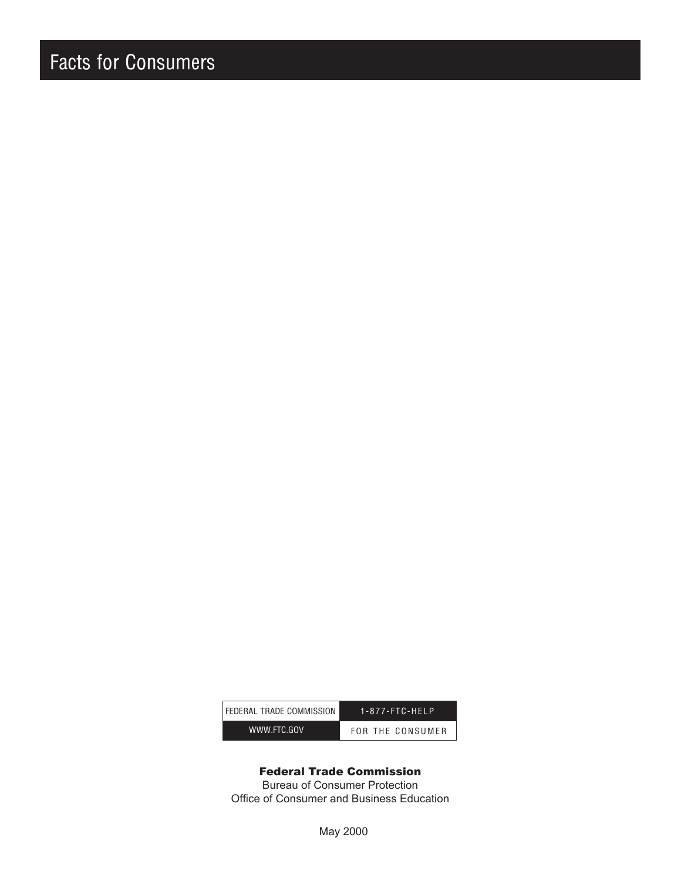# Facts for Consumers

| | |
|---|---|
| FEDERAL TRADE COMMISSION | 1-877-FTC-HELP |
| WWW.FTC.GOV | FOR THE CONSUMER |

**Federal Trade Commission**
Bureau of Consumer Protection
Office of Consumer and Business Education

May 2000